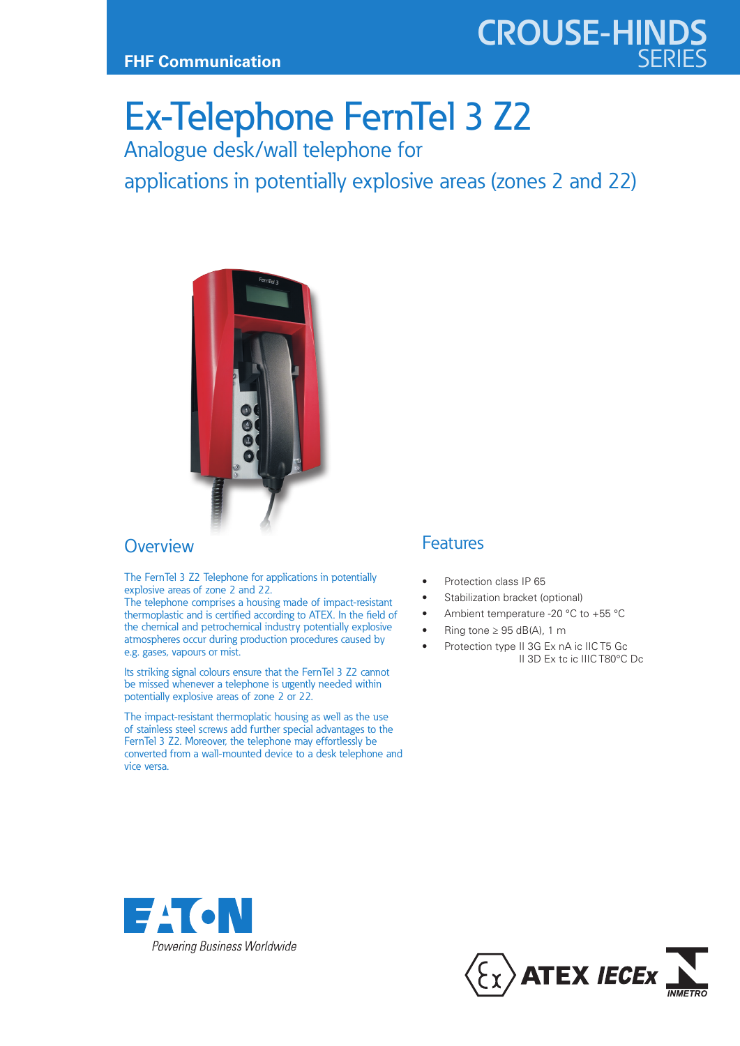FHF Communication

CROUSE-HINDS SERIES

# Ex-Telephone FernTel 3 Z2

Analogue desk/wall telephone for applications in potentially explosive areas (zones 2 and 22)

## Overview

The FernTel 3 Z2 Telephone for applications in potentially explosive areas of zone 2 and 22.
The telephone comprises a housing made of impact-resistant thermoplastic and is certified according to ATEX. In the field of the chemical and petrochemical industry potentially explosive atmospheres occur during production procedures caused by e.g. gases, vapours or mist.

Its striking signal colours ensure that the FernTel 3 Z2 cannot be missed whenever a telephone is urgently needed within potentially explosive areas of zone 2 or 22.

The impact-resistant thermoplatic housing as well as the use of stainless steel screws add further special advantages to the FernTel 3 Z2. Moreover, the telephone may effortlessly be converted from a wall-mounted device to a desk telephone and vice versa.

## Features

- Protection class IP 65
- Stabilization bracket (optional)
- Ambient temperature -20 °C to +55 °C
- Ring tone ≥ 95 dB(A), 1 m
- Protection type II 3G Ex nA ic IIC T5 Gc
  II 3D Ex tc ic IIIC T80°C Dc

Powering Business Worldwide

ATEX IECEx INMETRO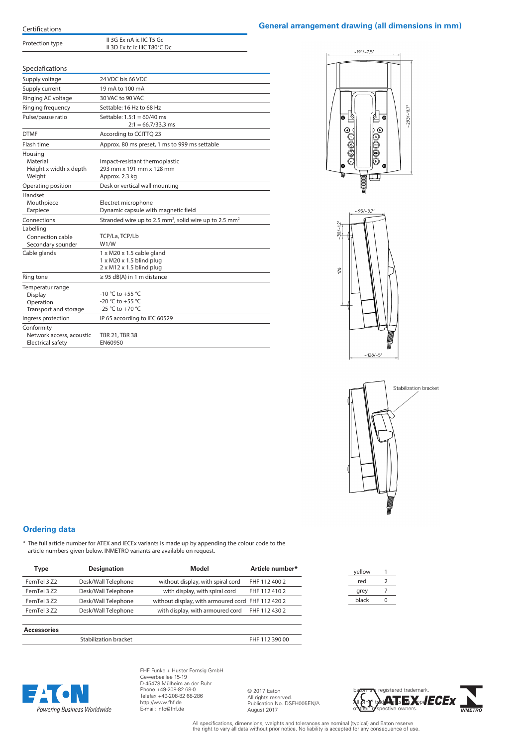## Certifications

| | |
|---|---|
| Protection type | II 3G Ex nA ic IIC T5 Gc<br>II 3D Ex tc ic IIIC T80°C Dc |

## Speciafications

| | |
|---|---|
| Supply voltage | 24 VDC bis 66 VDC |
| Supply current | 19 mA to 100 mA |
| Ringing AC voltage | 30 VAC to 90 VAC |
| Ringing frequency | Settable: 16 Hz to 68 Hz |
| Pulse/pause ratio | Settable: 1.5:1 = 60/40 ms<br>2:1 = 66.7/33.3 ms |
| DTMF | According to CCITTQ 23 |
| Flash time | Approx. 80 ms preset, 1 ms to 999 ms settable |
| Housing | |
| Material | Impact-resistant thermoplastic |
| Height x width x depth | 293 mm x 191 mm x 128 mm |
| Weight | Approx. 2.3 kg |
| Operating position | Desk or vertical wall mounting |
| Handset | |
| Mouthpiece | Electret microphone |
| Earpiece | Dynamic capsule with magnetic field |
| Connections | Stranded wire up to 2.5 mm$^2$, solid wire up to 2.5 mm$^2$ |
| Labelling | |
| Connection cable | TCP/La, TCP/Lb |
| Secondary sounder | W1/W |
| Cable glands | 1 x M20 x 1.5 cable gland<br>1 x M20 x 1.5 blind plug<br>2 x M12 x 1.5 blind plug |
| Ring tone | ≥ 95 dB(A) in 1 m distance |
| Temperatur range | |
| Display | -10 °C to +55 °C |
| Operation | -20 °C to +55 °C |
| Transport and storage | -25 °C to +70 °C |
| Ingress protection | IP 65 according to IEC 60529 |
| Conformity | |
| Network access, acoustic | TBR 21, TBR 38 |
| Electrical safety | EN60950 |

## General arrangement drawing (all dimensions in mm)

~191/~7.5"

~293/~11.7"

~95/~3.7"

~30/~1.2"

178

~128/~5"

Stabilization bracket

## Ordering data

* The full article number for ATEX and IECEx variants is made up by appending the colour code to the article numbers given below. INMETRO variants are available on request.

| Type | Designation | Model | Article number* |
|---|---|---|---|
| FernTel 3 Z2 | Desk/Wall Telephone | without display, with spiral cord | FHF 112 400 2 |
| FernTel 3 Z2 | Desk/Wall Telephone | with display, with spiral cord | FHF 112 410 2 |
| FernTel 3 Z2 | Desk/Wall Telephone | without display, with armoured cord | FHF 112 420 2 |
| FernTel 3 Z2 | Desk/Wall Telephone | with display, with armoured cord | FHF 112 430 2 |
| **Accessories** | | | |
| | Stabilization bracket | | FHF 112 390 00 |

| | |
|---|---|
| yellow | 1 |
| red | 2 |
| grey | 7 |
| black | 0 |

EATON
*Powering Business Worldwide*

FHF Funke + Huster Fernsig GmbH
Gewerbeallee 15-19
D-45478 Mülheim an der Ruhr
Phone +49-208-82 68-0
Telefax +49-208-82 68-286
http://www.fhf.de
E-mail: info@fhf.de

© 2017 Eaton
All rights reserved.
Publication No. DSFH005EN/A
August 2017

Eaton is a registered trademark.
All other trademarks are property of their respective owners.

ATEX IECEx INMETRO

All specifications, dimensions, weights and tolerances are nominal (typical) and Eaton reserve the right to vary all data without prior notice. No liability is accepted for any consequence of use.